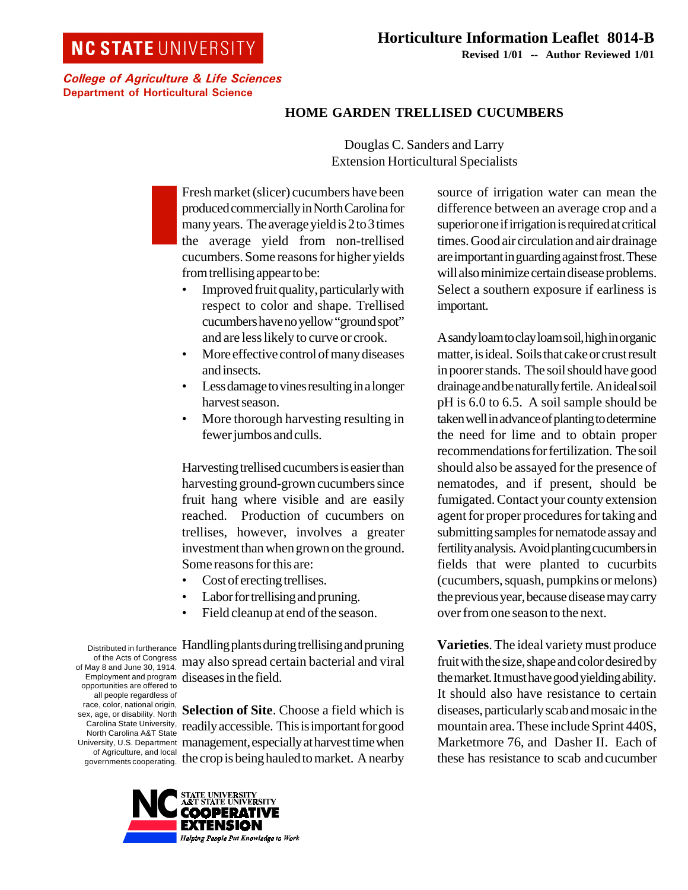NC STATE UNIVERSITY

**College of Agriculture & Life Sciences**
**Department of Horticultural Science**

**Horticulture Information Leaflet 8014-B**
**Revised 1/01 -- Author Reviewed 1/01**

# HOME GARDEN TRELLISED CUCUMBERS

Douglas C. Sanders and Larry
Extension Horticultural Specialists

Fresh market (slicer) cucumbers have been produced commercially in North Carolina for many years. The average yield is 2 to 3 times the average yield from non-trellised cucumbers. Some reasons for higher yields from trellising appear to be:

- Improved fruit quality, particularly with respect to color and shape. Trellised cucumbers have no yellow "ground spot" and are less likely to curve or crook.
- More effective control of many diseases and insects.
- Less damage to vines resulting in a longer harvest season.
- More thorough harvesting resulting in fewer jumbos and culls.

Harvesting trellised cucumbers is easier than harvesting ground-grown cucumbers since fruit hang where visible and are easily reached. Production of cucumbers on trellises, however, involves a greater investment than when grown on the ground. Some reasons for this are:

- Cost of erecting trellises.
- Labor for trellising and pruning.
- Field cleanup at end of the season.

Handling plants during trellising and pruning may also spread certain bacterial and viral diseases in the field.

**Selection of Site**. Choose a field which is readily accessible. This is important for good management, especially at harvest time when the crop is being hauled to market. A nearby source of irrigation water can mean the difference between an average crop and a superior one if irrigation is required at critical times. Good air circulation and air drainage are important in guarding against frost. These will also minimize certain disease problems. Select a southern exposure if earliness is important.

A sandy loam to clay loam soil, high in organic matter, is ideal. Soils that cake or crust result in poorer stands. The soil should have good drainage and be naturally fertile. An ideal soil pH is 6.0 to 6.5. A soil sample should be taken well in advance of planting to determine the need for lime and to obtain proper recommendations for fertilization. The soil should also be assayed for the presence of nematodes, and if present, should be fumigated. Contact your county extension agent for proper procedures for taking and submitting samples for nematode assay and fertility analysis. Avoid planting cucumbers in fields that were planted to cucurbits (cucumbers, squash, pumpkins or melons) the previous year, because disease may carry over from one season to the next.

**Varieties**. The ideal variety must produce fruit with the size, shape and color desired by the market. It must have good yielding ability. It should also have resistance to certain diseases, particularly scab and mosaic in the mountain area. These include Sprint 440S, Marketmore 76, and Dasher II. Each of these has resistance to scab and cucumber

Distributed in furtherance of the Acts of Congress of May 8 and June 30, 1914. Employment and program opportunities are offered to all people regardless of race, color, national origin, sex, age, or disability. North Carolina State University, North Carolina A&T State University, U.S. Department of Agriculture, and local governments cooperating.

NC STATE UNIVERSITY A&T STATE UNIVERSITY COOPERATIVE EXTENSION
Helping People Put Knowledge to Work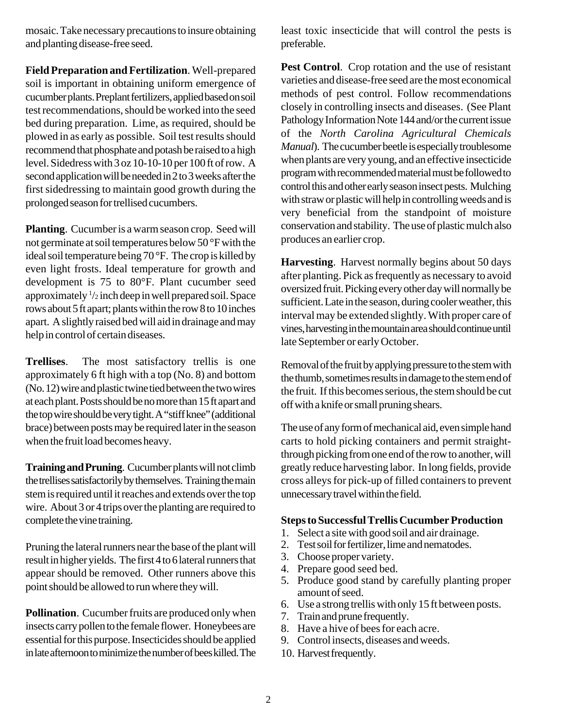mosaic. Take necessary precautions to insure obtaining and planting disease-free seed.

**Field Preparation and Fertilization**. Well-prepared soil is important in obtaining uniform emergence of cucumber plants. Preplant fertilizers, applied based on soil test recommendations, should be worked into the seed bed during preparation. Lime, as required, should be plowed in as early as possible. Soil test results should recommend that phosphate and potash be raised to a high level. Sidedress with 3 oz 10-10-10 per 100 ft of row. A second application will be needed in 2 to 3 weeks after the first sidedressing to maintain good growth during the prolonged season for trellised cucumbers.

**Planting**. Cucumber is a warm season crop. Seed will not germinate at soil temperatures below 50 °F with the ideal soil temperature being 70 °F. The crop is killed by even light frosts. Ideal temperature for growth and development is 75 to 80°F. Plant cucumber seed approximately 1/2 inch deep in well prepared soil. Space rows about 5 ft apart; plants within the row 8 to 10 inches apart. A slightly raised bed will aid in drainage and may help in control of certain diseases.

**Trellises**. The most satisfactory trellis is one approximately 6 ft high with a top (No. 8) and bottom (No. 12) wire and plastic twine tied between the two wires at each plant. Posts should be no more than 15 ft apart and the top wire should be very tight. A "stiff knee" (additional brace) between posts may be required later in the season when the fruit load becomes heavy.

**Training and Pruning**. Cucumber plants will not climb the trellises satisfactorily by themselves. Training the main stem is required until it reaches and extends over the top wire. About 3 or 4 trips over the planting are required to complete the vine training.

Pruning the lateral runners near the base of the plant will result in higher yields. The first 4 to 6 lateral runners that appear should be removed. Other runners above this point should be allowed to run where they will.

**Pollination**. Cucumber fruits are produced only when insects carry pollen to the female flower. Honeybees are essential for this purpose. Insecticides should be applied in late afternoon to minimize the number of bees killed. The least toxic insecticide that will control the pests is preferable.

**Pest Control**. Crop rotation and the use of resistant varieties and disease-free seed are the most economical methods of pest control. Follow recommendations closely in controlling insects and diseases. (See Plant Pathology Information Note 144 and/or the current issue of the *North Carolina Agricultural Chemicals Manual*). The cucumber beetle is especially troublesome when plants are very young, and an effective insecticide program with recommended material must be followed to control this and other early season insect pests. Mulching with straw or plastic will help in controlling weeds and is very beneficial from the standpoint of moisture conservation and stability. The use of plastic mulch also produces an earlier crop.

**Harvesting**. Harvest normally begins about 50 days after planting. Pick as frequently as necessary to avoid oversized fruit. Picking every other day will normally be sufficient. Late in the season, during cooler weather, this interval may be extended slightly. With proper care of vines, harvesting in the mountain area should continue until late September or early October.

Removal of the fruit by applying pressure to the stem with the thumb, sometimes results in damage to the stem end of the fruit. If this becomes serious, the stem should be cut off with a knife or small pruning shears.

The use of any form of mechanical aid, even simple hand carts to hold picking containers and permit straight-through picking from one end of the row to another, will greatly reduce harvesting labor. In long fields, provide cross alleys for pick-up of filled containers to prevent unnecessary travel within the field.

**Steps to Successful Trellis Cucumber Production**

1. Select a site with good soil and air drainage.
2. Test soil for fertilizer, lime and nematodes.
3. Choose proper variety.
4. Prepare good seed bed.
5. Produce good stand by carefully planting proper amount of seed.
6. Use a strong trellis with only 15 ft between posts.
7. Train and prune frequently.
8. Have a hive of bees for each acre.
9. Control insects, diseases and weeds.
10. Harvest frequently.